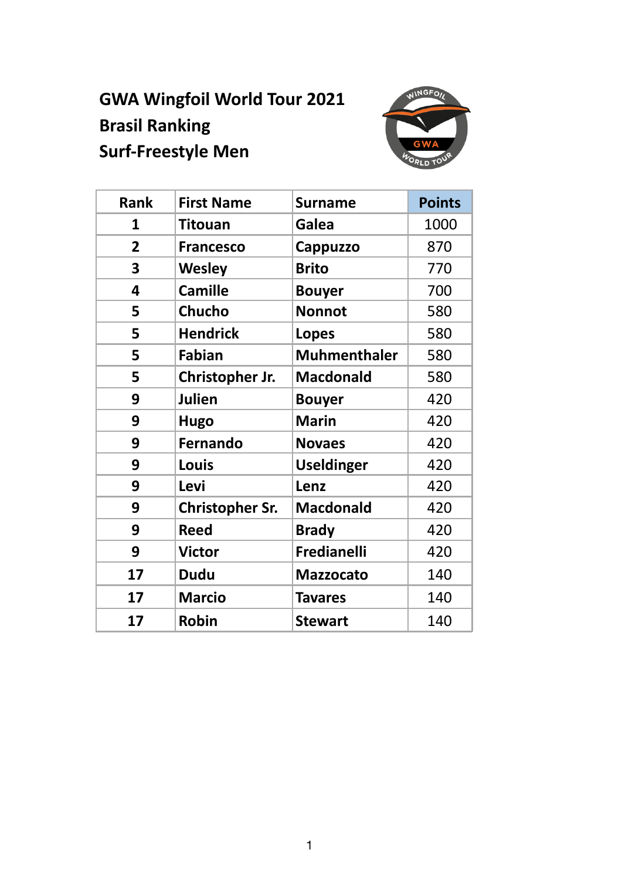# GWA Wingfoil World Tour 2021
## Brasil Ranking
## Surf-Freestyle Men

| Rank | First Name | Surname | Points |
|---|---|---|---|
| 1 | Titouan | Galea | 1000 |
| 2 | Francesco | Cappuzzo | 870 |
| 3 | Wesley | Brito | 770 |
| 4 | Camille | Bouyer | 700 |
| 5 | Chucho | Nonnot | 580 |
| 5 | Hendrick | Lopes | 580 |
| 5 | Fabian | Muhmenthaler | 580 |
| 5 | Christopher Jr. | Macdonald | 580 |
| 9 | Julien | Bouyer | 420 |
| 9 | Hugo | Marin | 420 |
| 9 | Fernando | Novaes | 420 |
| 9 | Louis | Useldinger | 420 |
| 9 | Levi | Lenz | 420 |
| 9 | Christopher Sr. | Macdonald | 420 |
| 9 | Reed | Brady | 420 |
| 9 | Victor | Fredianelli | 420 |
| 17 | Dudu | Mazzocato | 140 |
| 17 | Marcio | Tavares | 140 |
| 17 | Robin | Stewart | 140 |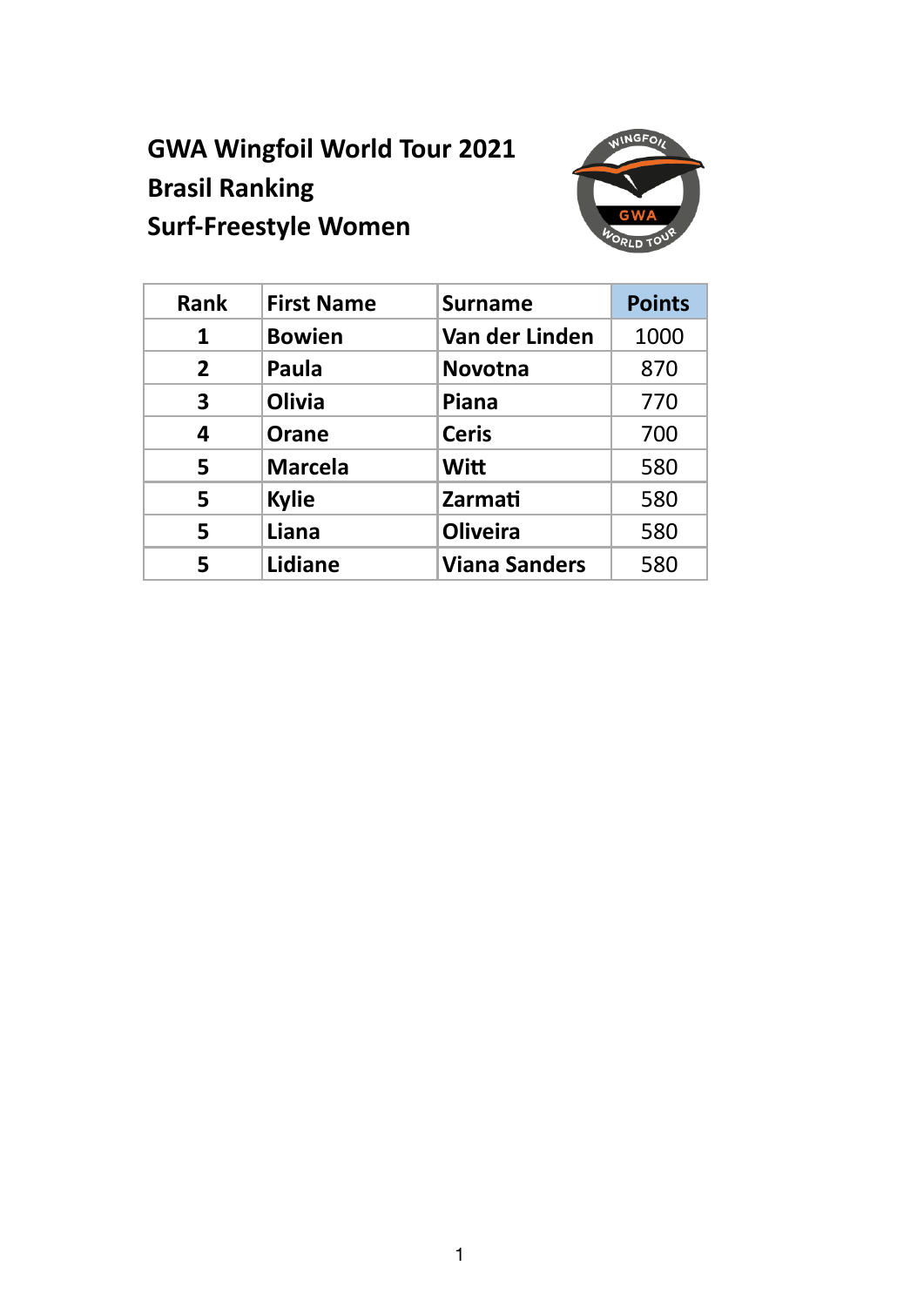# GWA Wingfoil World Tour 2021
## Brasil Ranking
## Surf-Freestyle Women

| Rank | First Name | Surname | Points |
|---|---|---|---|
| 1 | Bowien | Van der Linden | 1000 |
| 2 | Paula | Novotna | 870 |
| 3 | Olivia | Piana | 770 |
| 4 | Orane | Ceris | 700 |
| 5 | Marcela | Witt | 580 |
| 5 | Kylie | Zarmati | 580 |
| 5 | Liana | Oliveira | 580 |
| 5 | Lidiane | Viana Sanders | 580 |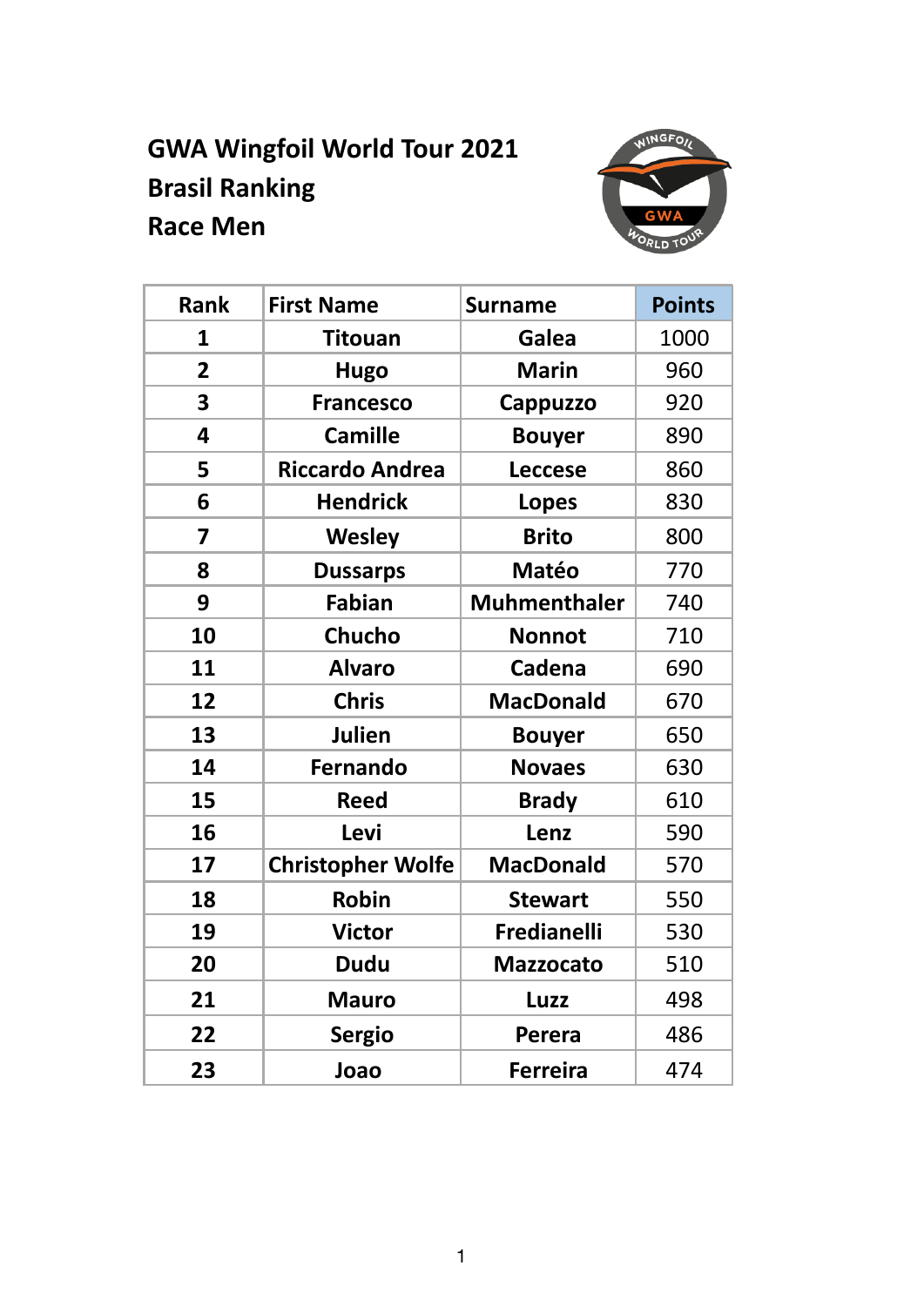# GWA Wingfoil World Tour 2021
## Brasil Ranking
## Race Men

| Rank | First Name | Surname | Points |
|---|---|---|---|
| 1 | Titouan | Galea | 1000 |
| 2 | Hugo | Marin | 960 |
| 3 | Francesco | Cappuzzo | 920 |
| 4 | Camille | Bouyer | 890 |
| 5 | Riccardo Andrea | Leccese | 860 |
| 6 | Hendrick | Lopes | 830 |
| 7 | Wesley | Brito | 800 |
| 8 | Dussarps | Matéo | 770 |
| 9 | Fabian | Muhmenthaler | 740 |
| 10 | Chucho | Nonnot | 710 |
| 11 | Alvaro | Cadena | 690 |
| 12 | Chris | MacDonald | 670 |
| 13 | Julien | Bouyer | 650 |
| 14 | Fernando | Novaes | 630 |
| 15 | Reed | Brady | 610 |
| 16 | Levi | Lenz | 590 |
| 17 | Christopher Wolfe | MacDonald | 570 |
| 18 | Robin | Stewart | 550 |
| 19 | Victor | Fredianelli | 530 |
| 20 | Dudu | Mazzocato | 510 |
| 21 | Mauro | Luzz | 498 |
| 22 | Sergio | Perera | 486 |
| 23 | Joao | Ferreira | 474 |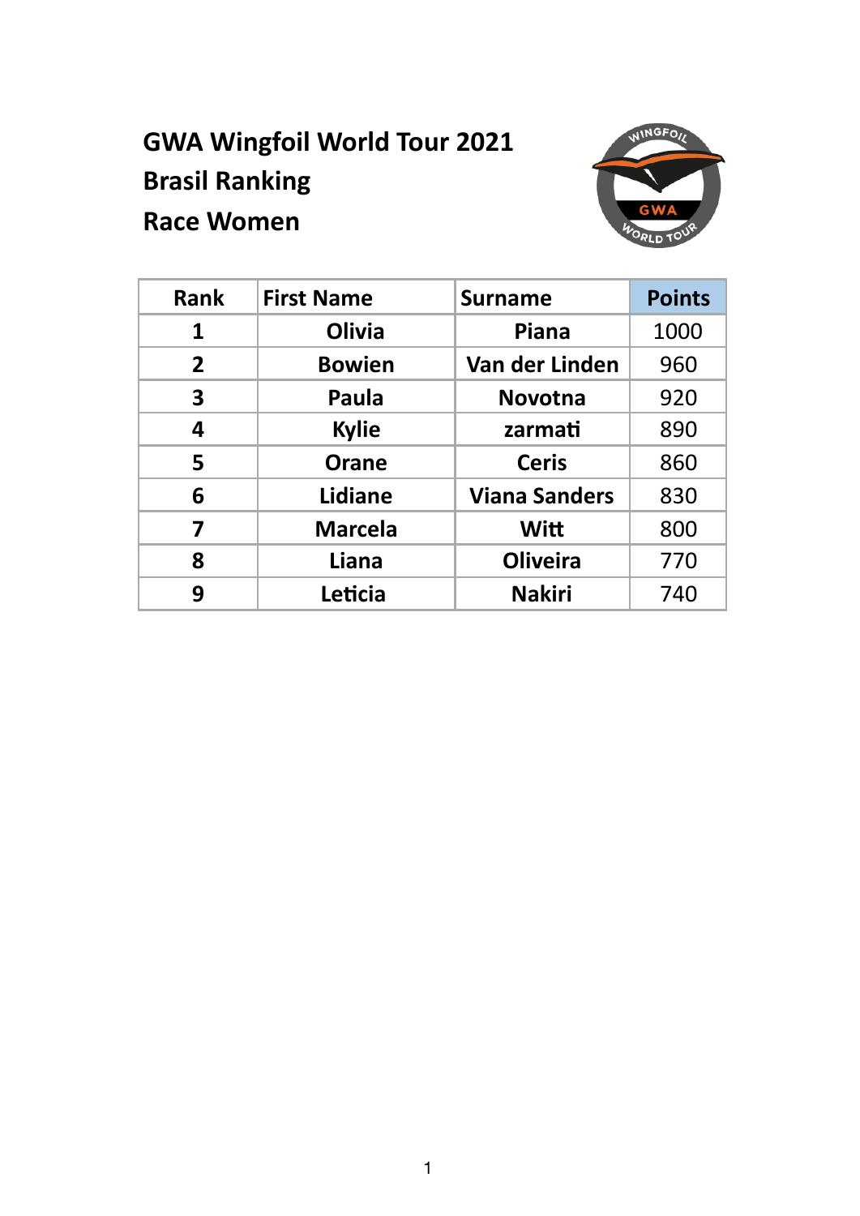# GWA Wingfoil World Tour 2021

## Brasil Ranking

## Race Women

| Rank | First Name | Surname | Points |
|---|---|---|---|
| 1 | Olivia | Piana | 1000 |
| 2 | Bowien | Van der Linden | 960 |
| 3 | Paula | Novotna | 920 |
| 4 | Kylie | zarmati | 890 |
| 5 | Orane | Ceris | 860 |
| 6 | Lidiane | Viana Sanders | 830 |
| 7 | Marcela | Witt | 800 |
| 8 | Liana | Oliveira | 770 |
| 9 | Leticia | Nakiri | 740 |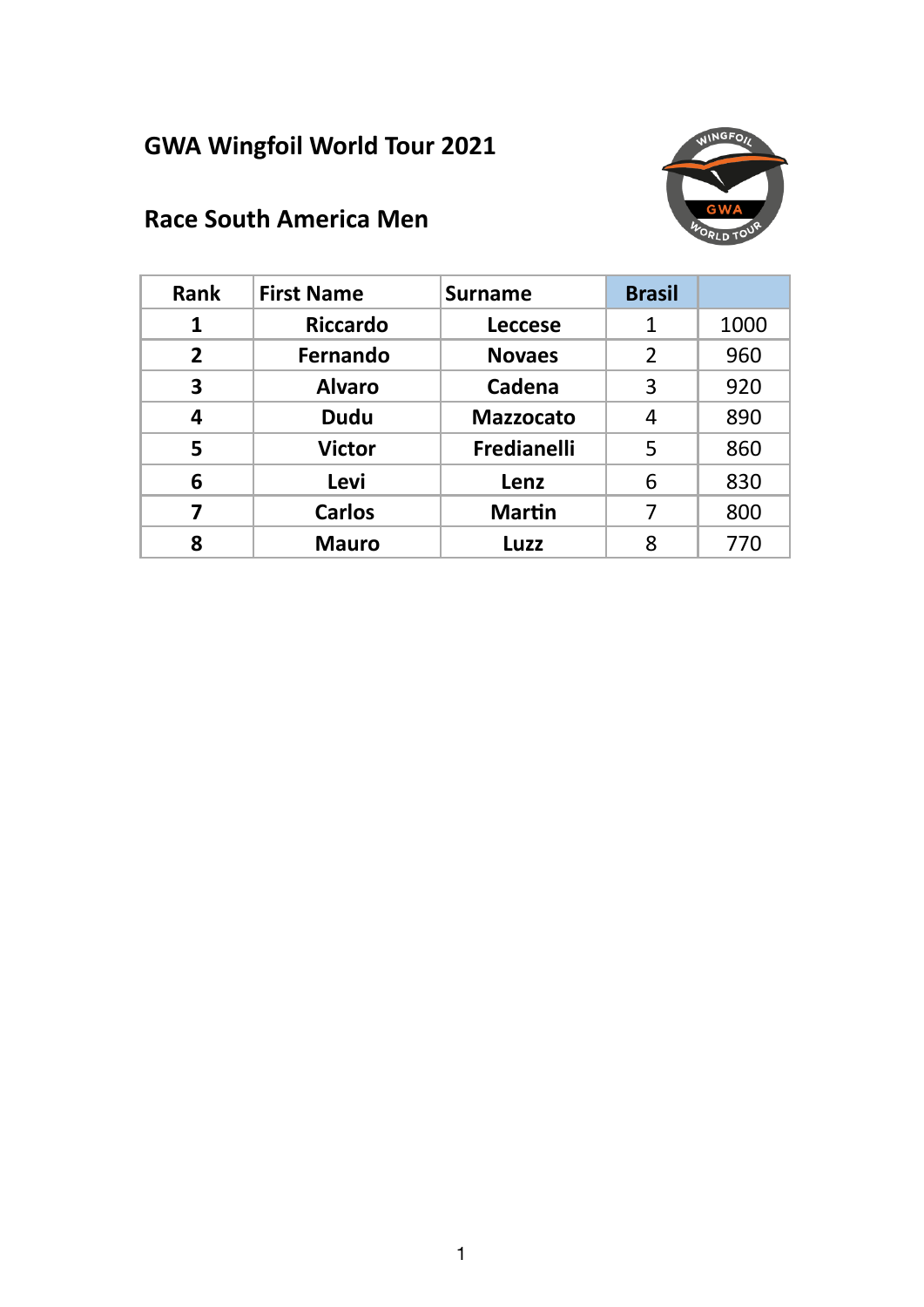# GWA Wingfoil World Tour 2021

## Race South America Men

| Rank | First Name | Surname | Brasil | |
|---|---|---|---|---|
| 1 | Riccardo | Leccese | 1 | 1000 |
| 2 | Fernando | Novaes | 2 | 960 |
| 3 | Alvaro | Cadena | 3 | 920 |
| 4 | Dudu | Mazzocato | 4 | 890 |
| 5 | Victor | Fredianelli | 5 | 860 |
| 6 | Levi | Lenz | 6 | 830 |
| 7 | Carlos | Martin | 7 | 800 |
| 8 | Mauro | Luzz | 8 | 770 |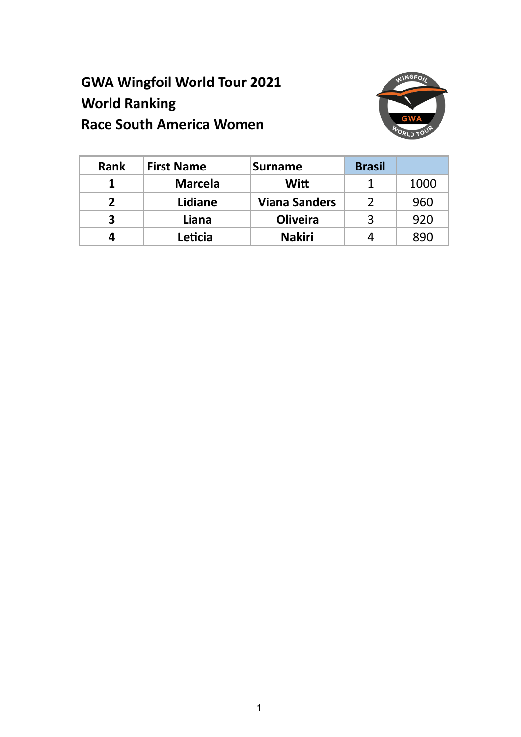# GWA Wingfoil World Tour 2021
## World Ranking
## Race South America Women

| Rank | First Name | Surname | Brasil | |
|---|---|---|---|---|
| **1** | **Marcela** | **Witt** | 1 | 1000 |
| **2** | **Lidiane** | **Viana Sanders** | 2 | 960 |
| **3** | **Liana** | **Oliveira** | 3 | 920 |
| **4** | **Leticia** | **Nakiri** | 4 | 890 |